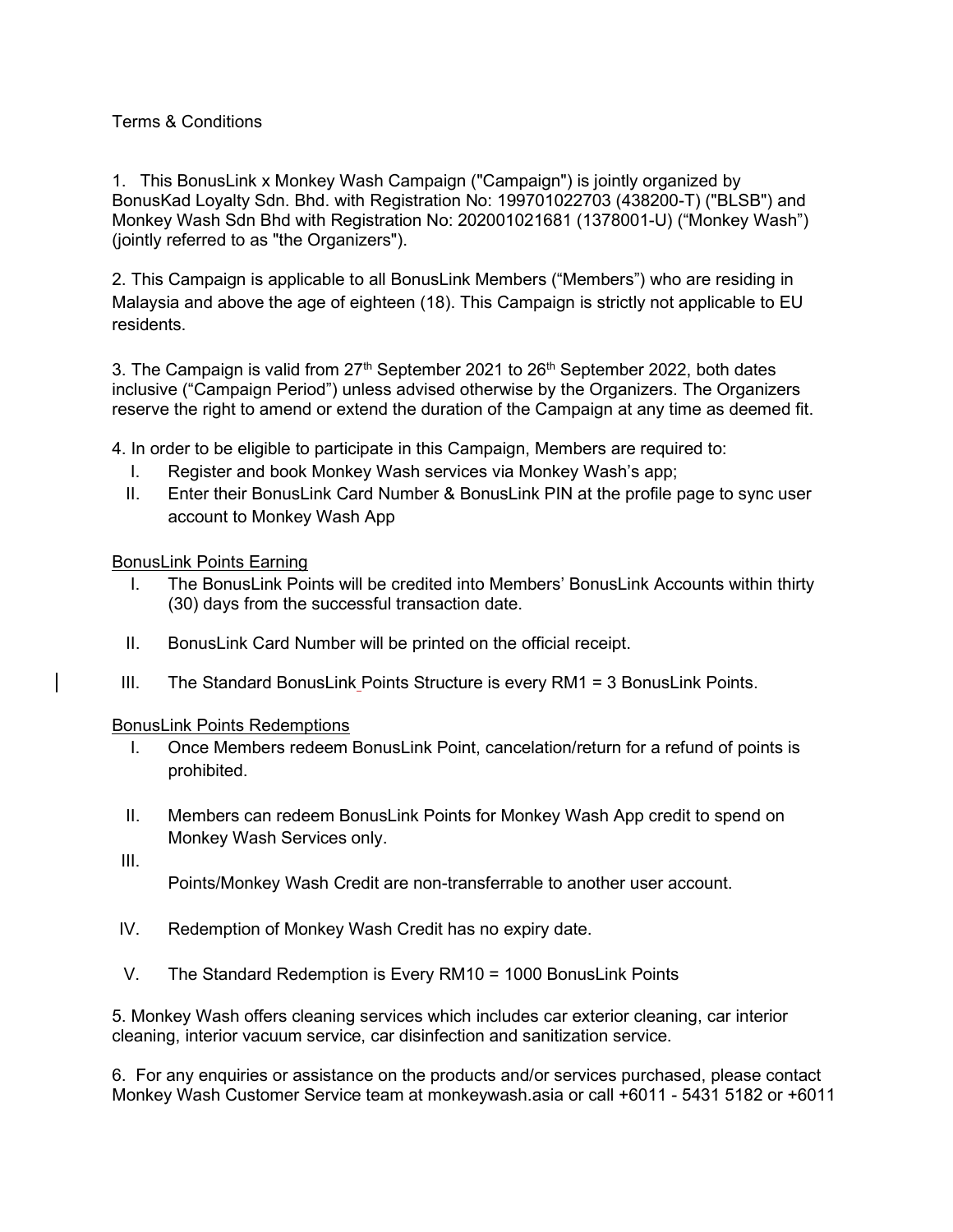Terms & Conditions

1. This BonusLink x Monkey Wash Campaign ("Campaign") is jointly organized by BonusKad Loyalty Sdn. Bhd. with Registration No: 199701022703 (438200-T) ("BLSB") and Monkey Wash Sdn Bhd with Registration No: 202001021681 (1378001-U) ("Monkey Wash") (jointly referred to as "the Organizers").

2. This Campaign is applicable to all BonusLink Members ("Members") who are residing in Malaysia and above the age of eighteen (18). This Campaign is strictly not applicable to EU residents.

3. The Campaign is valid from 27th September 2021 to 26th September 2022, both dates inclusive ("Campaign Period") unless advised otherwise by the Organizers. The Organizers reserve the right to amend or extend the duration of the Campaign at any time as deemed fit.

4. In order to be eligible to participate in this Campaign, Members are required to:

   I. Register and book Monkey Wash services via Monkey Wash's app;
   II. Enter their BonusLink Card Number & BonusLink PIN at the profile page to sync user account to Monkey Wash App

<u>BonusLink Points Earning</u>

   I. The BonusLink Points will be credited into Members' BonusLink Accounts within thirty (30) days from the successful transaction date.
   II. BonusLink Card Number will be printed on the official receipt.
   III. The Standard BonusLink Points Structure is every RM1 = 3 BonusLink Points.

<u>BonusLink Points Redemptions</u>

   I. Once Members redeem BonusLink Point, cancelation/return for a refund of points is prohibited.
   II. Members can redeem BonusLink Points for Monkey Wash App credit to spend on Monkey Wash Services only.
   III. Points/Monkey Wash Credit are non-transferrable to another user account.
   IV. Redemption of Monkey Wash Credit has no expiry date.
   V. The Standard Redemption is Every RM10 = 1000 BonusLink Points

5. Monkey Wash offers cleaning services which includes car exterior cleaning, car interior cleaning, interior vacuum service, car disinfection and sanitization service.

6. For any enquiries or assistance on the products and/or services purchased, please contact Monkey Wash Customer Service team at monkeywash.asia or call +6011 - 5431 5182 or +6011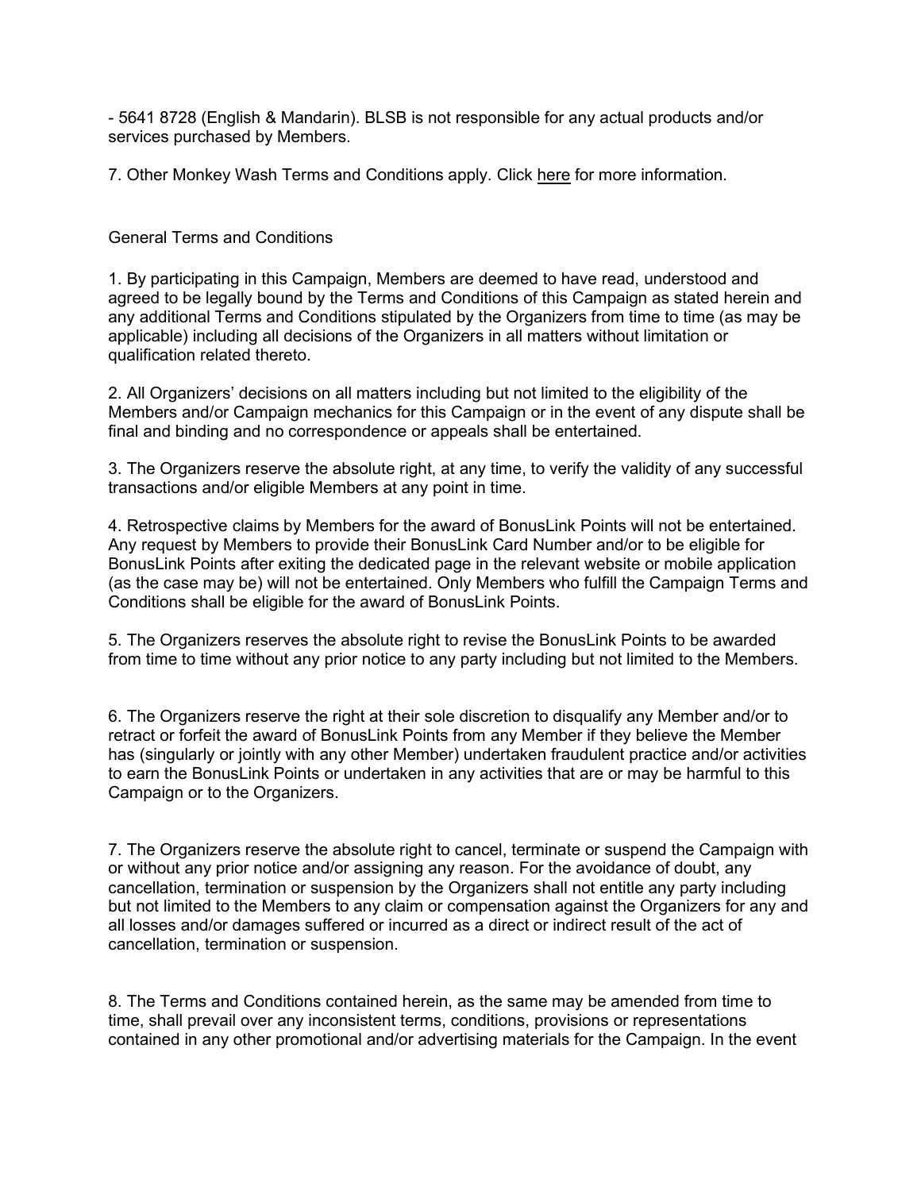- 5641 8728 (English & Mandarin). BLSB is not responsible for any actual products and/or services purchased by Members.

7. Other Monkey Wash Terms and Conditions apply. Click here for more information.

General Terms and Conditions

1. By participating in this Campaign, Members are deemed to have read, understood and agreed to be legally bound by the Terms and Conditions of this Campaign as stated herein and any additional Terms and Conditions stipulated by the Organizers from time to time (as may be applicable) including all decisions of the Organizers in all matters without limitation or qualification related thereto.

2. All Organizers' decisions on all matters including but not limited to the eligibility of the Members and/or Campaign mechanics for this Campaign or in the event of any dispute shall be final and binding and no correspondence or appeals shall be entertained.

3. The Organizers reserve the absolute right, at any time, to verify the validity of any successful transactions and/or eligible Members at any point in time.

4. Retrospective claims by Members for the award of BonusLink Points will not be entertained. Any request by Members to provide their BonusLink Card Number and/or to be eligible for BonusLink Points after exiting the dedicated page in the relevant website or mobile application (as the case may be) will not be entertained. Only Members who fulfill the Campaign Terms and Conditions shall be eligible for the award of BonusLink Points.

5. The Organizers reserves the absolute right to revise the BonusLink Points to be awarded from time to time without any prior notice to any party including but not limited to the Members.

6. The Organizers reserve the right at their sole discretion to disqualify any Member and/or to retract or forfeit the award of BonusLink Points from any Member if they believe the Member has (singularly or jointly with any other Member) undertaken fraudulent practice and/or activities to earn the BonusLink Points or undertaken in any activities that are or may be harmful to this Campaign or to the Organizers.

7. The Organizers reserve the absolute right to cancel, terminate or suspend the Campaign with or without any prior notice and/or assigning any reason. For the avoidance of doubt, any cancellation, termination or suspension by the Organizers shall not entitle any party including but not limited to the Members to any claim or compensation against the Organizers for any and all losses and/or damages suffered or incurred as a direct or indirect result of the act of cancellation, termination or suspension.

8. The Terms and Conditions contained herein, as the same may be amended from time to time, shall prevail over any inconsistent terms, conditions, provisions or representations contained in any other promotional and/or advertising materials for the Campaign. In the event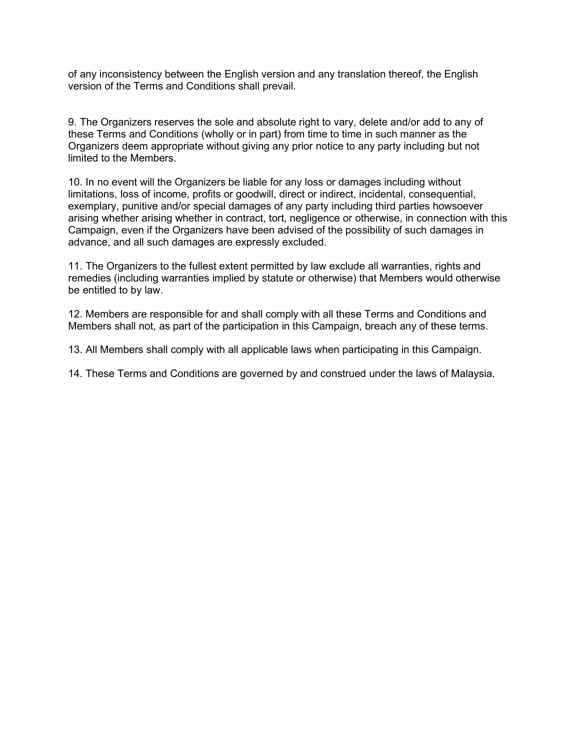of any inconsistency between the English version and any translation thereof, the English version of the Terms and Conditions shall prevail.

9. The Organizers reserves the sole and absolute right to vary, delete and/or add to any of these Terms and Conditions (wholly or in part) from time to time in such manner as the Organizers deem appropriate without giving any prior notice to any party including but not limited to the Members.

10. In no event will the Organizers be liable for any loss or damages including without limitations, loss of income, profits or goodwill, direct or indirect, incidental, consequential, exemplary, punitive and/or special damages of any party including third parties howsoever arising whether arising whether in contract, tort, negligence or otherwise, in connection with this Campaign, even if the Organizers have been advised of the possibility of such damages in advance, and all such damages are expressly excluded.

11. The Organizers to the fullest extent permitted by law exclude all warranties, rights and remedies (including warranties implied by statute or otherwise) that Members would otherwise be entitled to by law.

12. Members are responsible for and shall comply with all these Terms and Conditions and Members shall not, as part of the participation in this Campaign, breach any of these terms.

13. All Members shall comply with all applicable laws when participating in this Campaign.

14. These Terms and Conditions are governed by and construed under the laws of Malaysia.